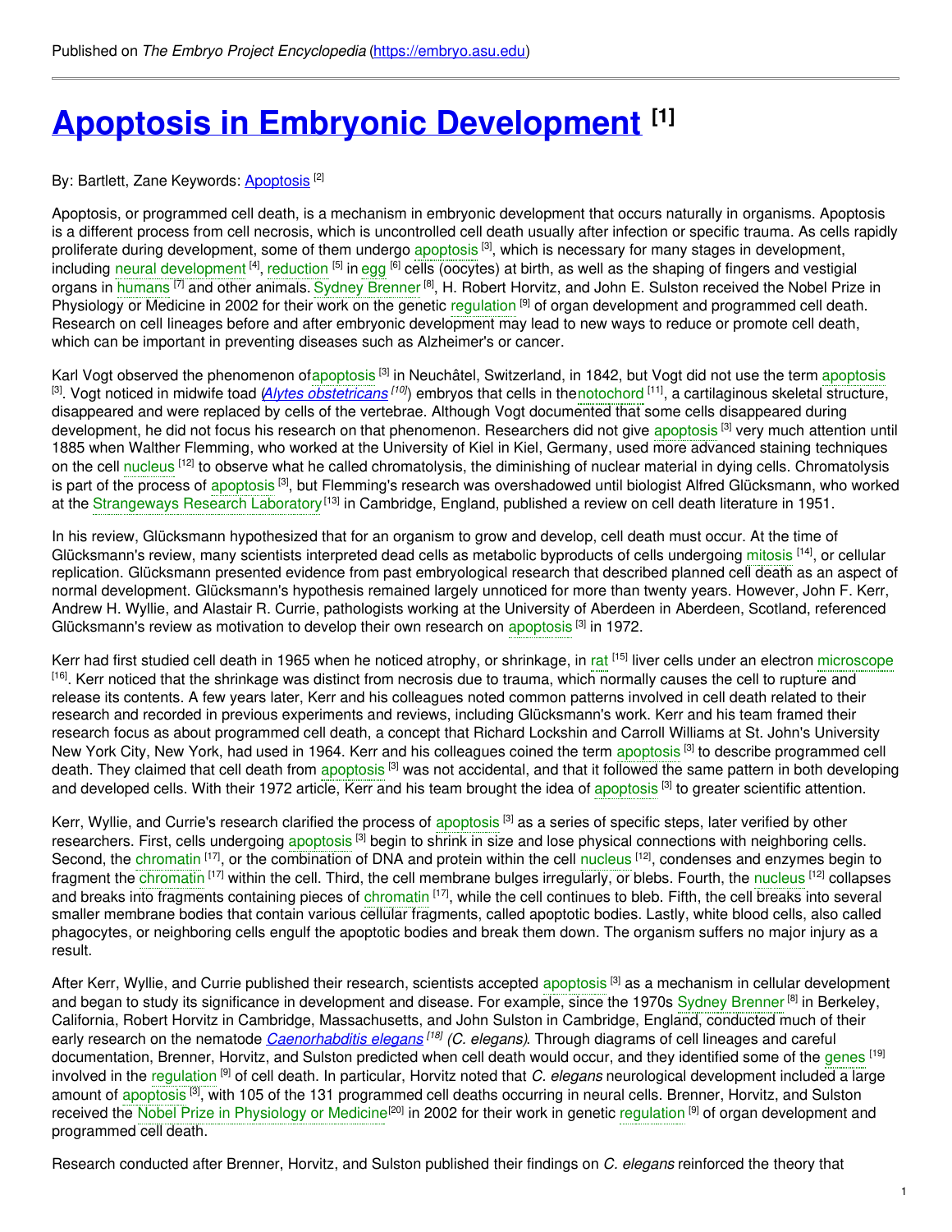Published on *The Embryo Project Encyclopedia* (https://embryo.asu.edu)

# Apoptosis in Embryonic Development [1]

By: Bartlett, Zane Keywords: Apoptosis [2]

Apoptosis, or programmed cell death, is a mechanism in embryonic development that occurs naturally in organisms. Apoptosis is a different process from cell necrosis, which is uncontrolled cell death usually after infection or specific trauma. As cells rapidly proliferate during development, some of them undergo apoptosis [3], which is necessary for many stages in development, including neural development [4], reduction [5] in egg [6] cells (oocytes) at birth, as well as the shaping of fingers and vestigial organs in humans [7] and other animals. Sydney Brenner [8], H. Robert Horvitz, and John E. Sulston received the Nobel Prize in Physiology or Medicine in 2002 for their work on the genetic regulation [9] of organ development and programmed cell death. Research on cell lineages before and after embryonic development may lead to new ways to reduce or promote cell death, which can be important in preventing diseases such as Alzheimer's or cancer.

Karl Vogt observed the phenomenon of apoptosis [3] in Neuchâtel, Switzerland, in 1842, but Vogt did not use the term apoptosis [3]. Vogt noticed in midwife toad (*Alytes obstetricans* [10]) embryos that cells in the notochord [11], a cartilaginous skeletal structure, disappeared and were replaced by cells of the vertebrae. Although Vogt documented that some cells disappeared during development, he did not focus his research on that phenomenon. Researchers did not give apoptosis [3] very much attention until 1885 when Walther Flemming, who worked at the University of Kiel in Kiel, Germany, used more advanced staining techniques on the cell nucleus [12] to observe what he called chromatolysis, the diminishing of nuclear material in dying cells. Chromatolysis is part of the process of apoptosis [3], but Flemming's research was overshadowed until biologist Alfred Glücksmann, who worked at the Strangeways Research Laboratory [13] in Cambridge, England, published a review on cell death literature in 1951.

In his review, Glücksmann hypothesized that for an organism to grow and develop, cell death must occur. At the time of Glücksmann's review, many scientists interpreted dead cells as metabolic byproducts of cells undergoing mitosis [14], or cellular replication. Glücksmann presented evidence from past embryological research that described planned cell death as an aspect of normal development. Glücksmann's hypothesis remained largely unnoticed for more than twenty years. However, John F. Kerr, Andrew H. Wyllie, and Alastair R. Currie, pathologists working at the University of Aberdeen in Aberdeen, Scotland, referenced Glücksmann's review as motivation to develop their own research on apoptosis [3] in 1972.

Kerr had first studied cell death in 1965 when he noticed atrophy, or shrinkage, in rat [15] liver cells under an electron microscope [16]. Kerr noticed that the shrinkage was distinct from necrosis due to trauma, which normally causes the cell to rupture and release its contents. A few years later, Kerr and his colleagues noted common patterns involved in cell death related to their research and recorded in previous experiments and reviews, including Glücksmann's work. Kerr and his team framed their research focus as about programmed cell death, a concept that Richard Lockshin and Carroll Williams at St. John's University New York City, New York, had used in 1964. Kerr and his colleagues coined the term apoptosis [3] to describe programmed cell death. They claimed that cell death from apoptosis [3] was not accidental, and that it followed the same pattern in both developing and developed cells. With their 1972 article, Kerr and his team brought the idea of apoptosis [3] to greater scientific attention.

Kerr, Wyllie, and Currie's research clarified the process of apoptosis [3] as a series of specific steps, later verified by other researchers. First, cells undergoing apoptosis [3] begin to shrink in size and lose physical connections with neighboring cells. Second, the chromatin [17], or the combination of DNA and protein within the cell nucleus [12], condenses and enzymes begin to fragment the chromatin [17] within the cell. Third, the cell membrane bulges irregularly, or blebs. Fourth, the nucleus [12] collapses and breaks into fragments containing pieces of chromatin [17], while the cell continues to bleb. Fifth, the cell breaks into several smaller membrane bodies that contain various cellular fragments, called apoptotic bodies. Lastly, white blood cells, also called phagocytes, or neighboring cells engulf the apoptotic bodies and break them down. The organism suffers no major injury as a result.

After Kerr, Wyllie, and Currie published their research, scientists accepted apoptosis [3] as a mechanism in cellular development and began to study its significance in development and disease. For example, since the 1970s Sydney Brenner [8] in Berkeley, California, Robert Horvitz in Cambridge, Massachusetts, and John Sulston in Cambridge, England, conducted much of their early research on the nematode *Caenorhabditis elegans* [18] *(C. elegans)*. Through diagrams of cell lineages and careful documentation, Brenner, Horvitz, and Sulston predicted when cell death would occur, and they identified some of the genes [19] involved in the regulation [9] of cell death. In particular, Horvitz noted that *C. elegans* neurological development included a large amount of apoptosis [3], with 105 of the 131 programmed cell deaths occurring in neural cells. Brenner, Horvitz, and Sulston received the Nobel Prize in Physiology or Medicine [20] in 2002 for their work in genetic regulation [9] of organ development and programmed cell death.

Research conducted after Brenner, Horvitz, and Sulston published their findings on *C. elegans* reinforced the theory that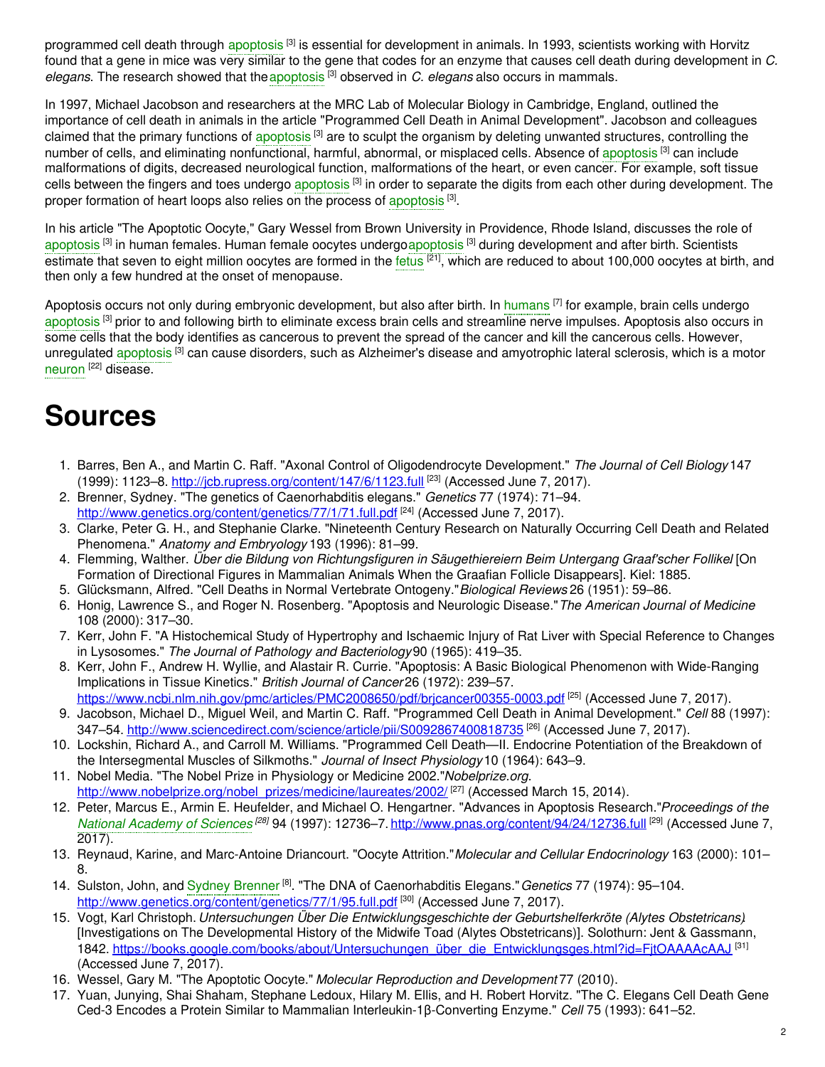programmed cell death through apoptosis [3] is essential for development in animals. In 1993, scientists working with Horvitz found that a gene in mice was very similar to the gene that codes for an enzyme that causes cell death during development in *C. elegans*. The research showed that the apoptosis [3] observed in *C. elegans* also occurs in mammals.

In 1997, Michael Jacobson and researchers at the MRC Lab of Molecular Biology in Cambridge, England, outlined the importance of cell death in animals in the article "Programmed Cell Death in Animal Development". Jacobson and colleagues claimed that the primary functions of apoptosis [3] are to sculpt the organism by deleting unwanted structures, controlling the number of cells, and eliminating nonfunctional, harmful, abnormal, or misplaced cells. Absence of apoptosis [3] can include malformations of digits, decreased neurological function, malformations of the heart, or even cancer. For example, soft tissue cells between the fingers and toes undergo apoptosis [3] in order to separate the digits from each other during development. The proper formation of heart loops also relies on the process of apoptosis [3].

In his article "The Apoptotic Oocyte," Gary Wessel from Brown University in Providence, Rhode Island, discusses the role of apoptosis [3] in human females. Human female oocytes undergo apoptosis [3] during development and after birth. Scientists estimate that seven to eight million oocytes are formed in the fetus [21], which are reduced to about 100,000 oocytes at birth, and then only a few hundred at the onset of menopause.

Apoptosis occurs not only during embryonic development, but also after birth. In humans [7] for example, brain cells undergo apoptosis [3] prior to and following birth to eliminate excess brain cells and streamline nerve impulses. Apoptosis also occurs in some cells that the body identifies as cancerous to prevent the spread of the cancer and kill the cancerous cells. However, unregulated apoptosis [3] can cause disorders, such as Alzheimer's disease and amyotrophic lateral sclerosis, which is a motor neuron [22] disease.

# Sources

1. Barres, Ben A., and Martin C. Raff. "Axonal Control of Oligodendrocyte Development." *The Journal of Cell Biology* 147 (1999): 1123–8. http://jcb.rupress.org/content/147/6/1123.full [23] (Accessed June 7, 2017).
2. Brenner, Sydney. "The genetics of Caenorhabditis elegans." *Genetics* 77 (1974): 71–94. http://www.genetics.org/content/genetics/77/1/71.full.pdf [24] (Accessed June 7, 2017).
3. Clarke, Peter G. H., and Stephanie Clarke. "Nineteenth Century Research on Naturally Occurring Cell Death and Related Phenomena." *Anatomy and Embryology* 193 (1996): 81–99.
4. Flemming, Walther. *Über die Bildung von Richtungsfiguren in Säugethiereiern Beim Untergang Graaf'scher Follikel* [On Formation of Directional Figures in Mammalian Animals When the Graafian Follicle Disappears]. Kiel: 1885.
5. Glücksmann, Alfred. "Cell Deaths in Normal Vertebrate Ontogeny." *Biological Reviews* 26 (1951): 59–86.
6. Honig, Lawrence S., and Roger N. Rosenberg. "Apoptosis and Neurologic Disease." *The American Journal of Medicine* 108 (2000): 317–30.
7. Kerr, John F. "A Histochemical Study of Hypertrophy and Ischaemic Injury of Rat Liver with Special Reference to Changes in Lysosomes." *The Journal of Pathology and Bacteriology* 90 (1965): 419–35.
8. Kerr, John F., Andrew H. Wyllie, and Alastair R. Currie. "Apoptosis: A Basic Biological Phenomenon with Wide-Ranging Implications in Tissue Kinetics." *British Journal of Cancer* 26 (1972): 239–57. https://www.ncbi.nlm.nih.gov/pmc/articles/PMC2008650/pdf/brjcancer00355-0003.pdf [25] (Accessed June 7, 2017).
9. Jacobson, Michael D., Miguel Weil, and Martin C. Raff. "Programmed Cell Death in Animal Development." *Cell* 88 (1997): 347–54. http://www.sciencedirect.com/science/article/pii/S0092867400818735 [26] (Accessed June 7, 2017).
10. Lockshin, Richard A., and Carroll M. Williams. "Programmed Cell Death—II. Endocrine Potentiation of the Breakdown of the Intersegmental Muscles of Silkmoths." *Journal of Insect Physiology* 10 (1964): 643–9.
11. Nobel Media. "The Nobel Prize in Physiology or Medicine 2002." *Nobelprize.org*. http://www.nobelprize.org/nobel_prizes/medicine/laureates/2002/ [27] (Accessed March 15, 2014).
12. Peter, Marcus E., Armin E. Heufelder, and Michael O. Hengartner. "Advances in Apoptosis Research." *Proceedings of the National Academy of Sciences* [28] 94 (1997): 12736–7. http://www.pnas.org/content/94/24/12736.full [29] (Accessed June 7, 2017).
13. Reynaud, Karine, and Marc-Antoine Driancourt. "Oocyte Attrition." *Molecular and Cellular Endocrinology* 163 (2000): 101–8.
14. Sulston, John, and Sydney Brenner [8]. "The DNA of Caenorhabditis Elegans." *Genetics* 77 (1974): 95–104. http://www.genetics.org/content/genetics/77/1/95.full.pdf [30] (Accessed June 7, 2017).
15. Vogt, Karl Christoph. *Untersuchungen Über Die Entwicklungsgeschichte der Geburtshelferkröte (Alytes Obstetricans)*. [Investigations on The Developmental History of the Midwife Toad (Alytes Obstetricans)]. Solothurn: Jent & Gassmann, 1842. https://books.google.com/books/about/Untersuchungen_über_die_Entwicklungsges.html?id=FjtOAAAAcAAJ [31] (Accessed June 7, 2017).
16. Wessel, Gary M. "The Apoptotic Oocyte." *Molecular Reproduction and Development* 77 (2010).
17. Yuan, Junying, Shai Shaham, Stephane Ledoux, Hilary M. Ellis, and H. Robert Horvitz. "The C. Elegans Cell Death Gene Ced-3 Encodes a Protein Similar to Mammalian Interleukin-1β-Converting Enzyme." *Cell* 75 (1993): 641–52.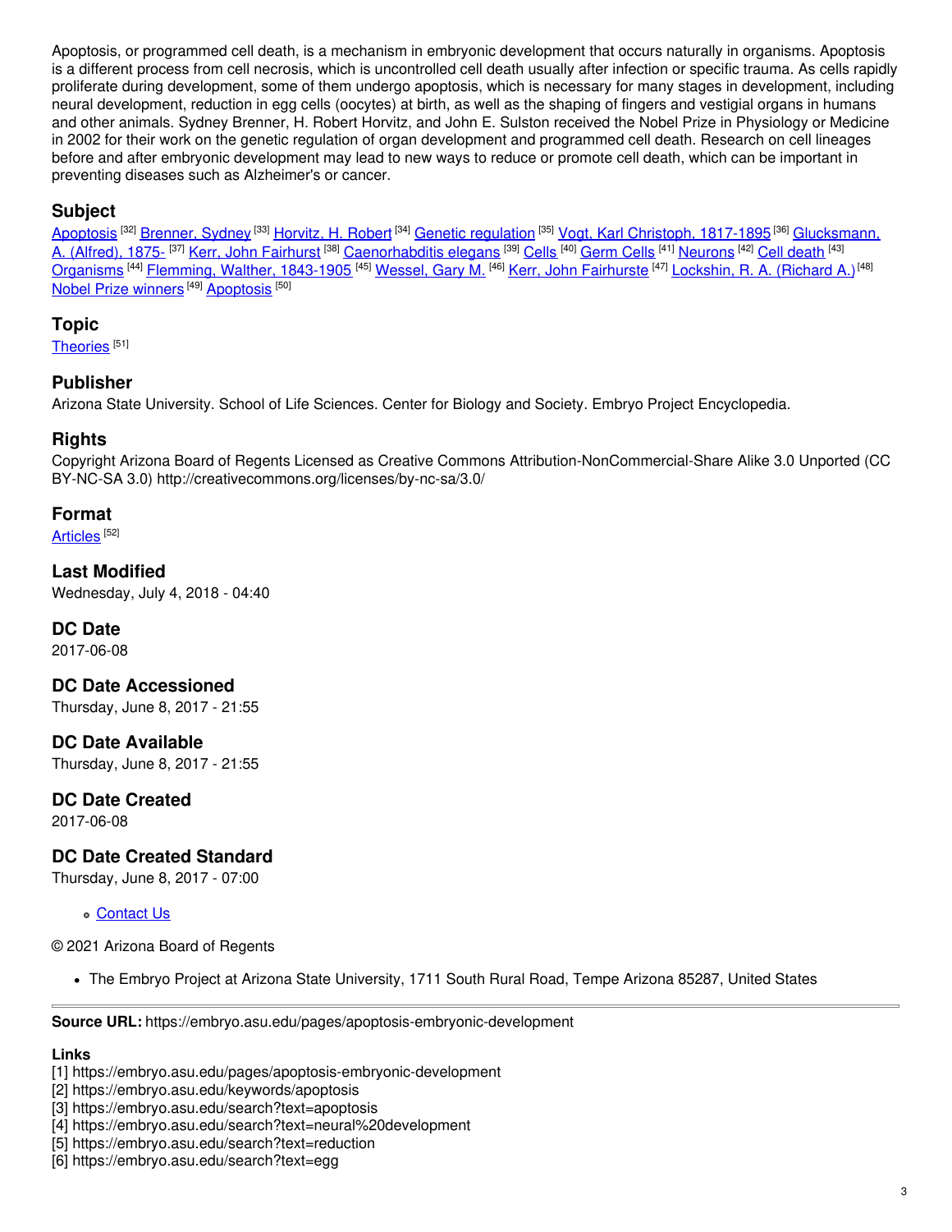Apoptosis, or programmed cell death, is a mechanism in embryonic development that occurs naturally in organisms. Apoptosis is a different process from cell necrosis, which is uncontrolled cell death usually after infection or specific trauma. As cells rapidly proliferate during development, some of them undergo apoptosis, which is necessary for many stages in development, including neural development, reduction in egg cells (oocytes) at birth, as well as the shaping of fingers and vestigial organs in humans and other animals. Sydney Brenner, H. Robert Horvitz, and John E. Sulston received the Nobel Prize in Physiology or Medicine in 2002 for their work on the genetic regulation of organ development and programmed cell death. Research on cell lineages before and after embryonic development may lead to new ways to reduce or promote cell death, which can be important in preventing diseases such as Alzheimer's or cancer.

## Subject

Apoptosis [32] Brenner, Sydney [33] Horvitz, H. Robert [34] Genetic regulation [35] Vogt, Karl Christoph, 1817-1895 [36] Glucksmann, A. (Alfred), 1875- [37] Kerr, John Fairhurst [38] Caenorhabditis elegans [39] Cells [40] Germ Cells [41] Neurons [42] Cell death [43] Organisms [44] Flemming, Walther, 1843-1905 [45] Wessel, Gary M. [46] Kerr, John Fairhurste [47] Lockshin, R. A. (Richard A.) [48] Nobel Prize winners [49] Apoptosis [50]

## Topic

Theories [51]

## Publisher

Arizona State University. School of Life Sciences. Center for Biology and Society. Embryo Project Encyclopedia.

## Rights

Copyright Arizona Board of Regents Licensed as Creative Commons Attribution-NonCommercial-Share Alike 3.0 Unported (CC BY-NC-SA 3.0) http://creativecommons.org/licenses/by-nc-sa/3.0/

## Format

Articles [52]

## Last Modified

Wednesday, July 4, 2018 - 04:40

## DC Date

2017-06-08

## DC Date Accessioned

Thursday, June 8, 2017 - 21:55

## DC Date Available

Thursday, June 8, 2017 - 21:55

## DC Date Created

2017-06-08

## DC Date Created Standard

Thursday, June 8, 2017 - 07:00

- Contact Us

© 2021 Arizona Board of Regents

- The Embryo Project at Arizona State University, 1711 South Rural Road, Tempe Arizona 85287, United States

---

**Source URL:** https://embryo.asu.edu/pages/apoptosis-embryonic-development

**Links**

[1] https://embryo.asu.edu/pages/apoptosis-embryonic-development
[2] https://embryo.asu.edu/keywords/apoptosis
[3] https://embryo.asu.edu/search?text=apoptosis
[4] https://embryo.asu.edu/search?text=neural%20development
[5] https://embryo.asu.edu/search?text=reduction
[6] https://embryo.asu.edu/search?text=egg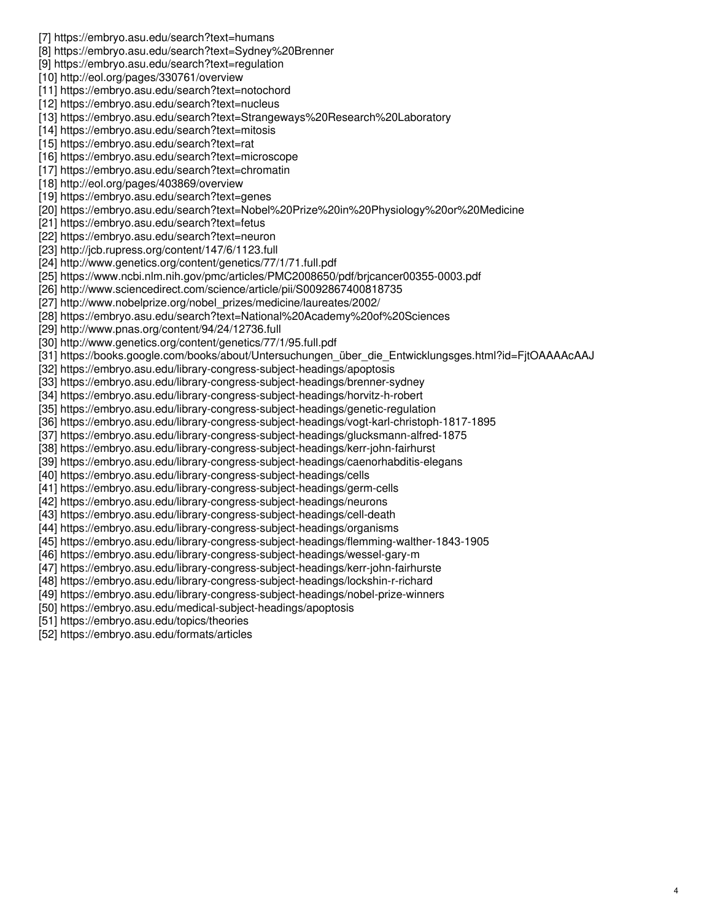[7] https://embryo.asu.edu/search?text=humans
[8] https://embryo.asu.edu/search?text=Sydney%20Brenner
[9] https://embryo.asu.edu/search?text=regulation
[10] http://eol.org/pages/330761/overview
[11] https://embryo.asu.edu/search?text=notochord
[12] https://embryo.asu.edu/search?text=nucleus
[13] https://embryo.asu.edu/search?text=Strangeways%20Research%20Laboratory
[14] https://embryo.asu.edu/search?text=mitosis
[15] https://embryo.asu.edu/search?text=rat
[16] https://embryo.asu.edu/search?text=microscope
[17] https://embryo.asu.edu/search?text=chromatin
[18] http://eol.org/pages/403869/overview
[19] https://embryo.asu.edu/search?text=genes
[20] https://embryo.asu.edu/search?text=Nobel%20Prize%20in%20Physiology%20or%20Medicine
[21] https://embryo.asu.edu/search?text=fetus
[22] https://embryo.asu.edu/search?text=neuron
[23] http://jcb.rupress.org/content/147/6/1123.full
[24] http://www.genetics.org/content/genetics/77/1/71.full.pdf
[25] https://www.ncbi.nlm.nih.gov/pmc/articles/PMC2008650/pdf/brjcancer00355-0003.pdf
[26] http://www.sciencedirect.com/science/article/pii/S0092867400818735
[27] http://www.nobelprize.org/nobel_prizes/medicine/laureates/2002/
[28] https://embryo.asu.edu/search?text=National%20Academy%20of%20Sciences
[29] http://www.pnas.org/content/94/24/12736.full
[30] http://www.genetics.org/content/genetics/77/1/95.full.pdf
[31] https://books.google.com/books/about/Untersuchungen_über_die_Entwicklungsges.html?id=FjtOAAAAcAAJ
[32] https://embryo.asu.edu/library-congress-subject-headings/apoptosis
[33] https://embryo.asu.edu/library-congress-subject-headings/brenner-sydney
[34] https://embryo.asu.edu/library-congress-subject-headings/horvitz-h-robert
[35] https://embryo.asu.edu/library-congress-subject-headings/genetic-regulation
[36] https://embryo.asu.edu/library-congress-subject-headings/vogt-karl-christoph-1817-1895
[37] https://embryo.asu.edu/library-congress-subject-headings/glucksmann-alfred-1875
[38] https://embryo.asu.edu/library-congress-subject-headings/kerr-john-fairhurst
[39] https://embryo.asu.edu/library-congress-subject-headings/caenorhabditis-elegans
[40] https://embryo.asu.edu/library-congress-subject-headings/cells
[41] https://embryo.asu.edu/library-congress-subject-headings/germ-cells
[42] https://embryo.asu.edu/library-congress-subject-headings/neurons
[43] https://embryo.asu.edu/library-congress-subject-headings/cell-death
[44] https://embryo.asu.edu/library-congress-subject-headings/organisms
[45] https://embryo.asu.edu/library-congress-subject-headings/flemming-walther-1843-1905
[46] https://embryo.asu.edu/library-congress-subject-headings/wessel-gary-m
[47] https://embryo.asu.edu/library-congress-subject-headings/kerr-john-fairhurste
[48] https://embryo.asu.edu/library-congress-subject-headings/lockshin-r-richard
[49] https://embryo.asu.edu/library-congress-subject-headings/nobel-prize-winners
[50] https://embryo.asu.edu/medical-subject-headings/apoptosis
[51] https://embryo.asu.edu/topics/theories
[52] https://embryo.asu.edu/formats/articles